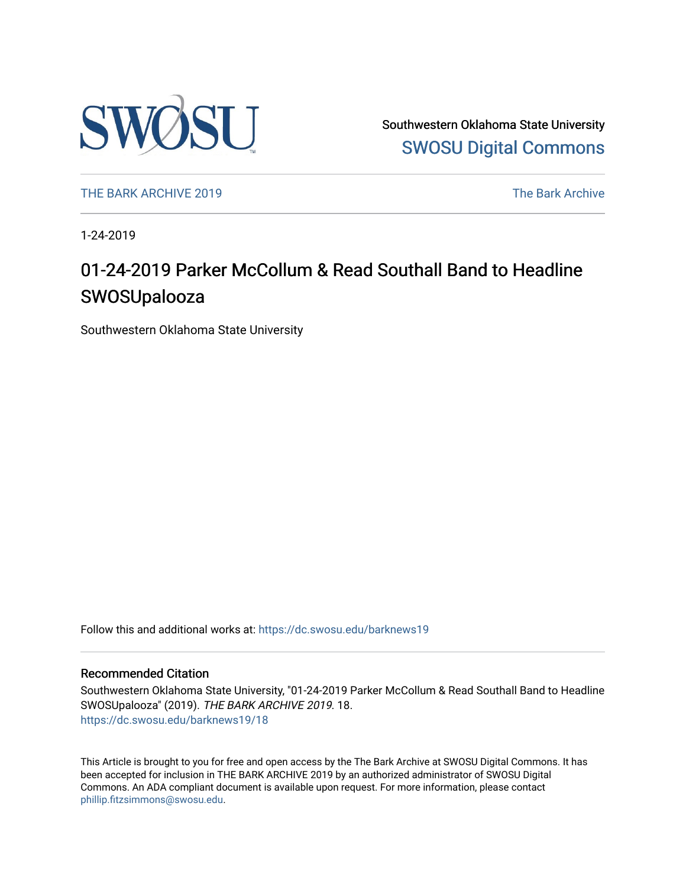Southwestern Oklahoma State University
SWOSU Digital Commons

THE BARK ARCHIVE 2019 | The Bark Archive

1-24-2019

# 01-24-2019 Parker McCollum & Read Southall Band to Headline SWOSUpalooza

Southwestern Oklahoma State University

Follow this and additional works at: https://dc.swosu.edu/barknews19

## Recommended Citation

Southwestern Oklahoma State University, "01-24-2019 Parker McCollum & Read Southall Band to Headline SWOSUpalooza" (2019). *THE BARK ARCHIVE 2019*. 18.
https://dc.swosu.edu/barknews19/18

This Article is brought to you for free and open access by the The Bark Archive at SWOSU Digital Commons. It has been accepted for inclusion in THE BARK ARCHIVE 2019 by an authorized administrator of SWOSU Digital Commons. An ADA compliant document is available upon request. For more information, please contact phillip.fitzsimmons@swosu.edu.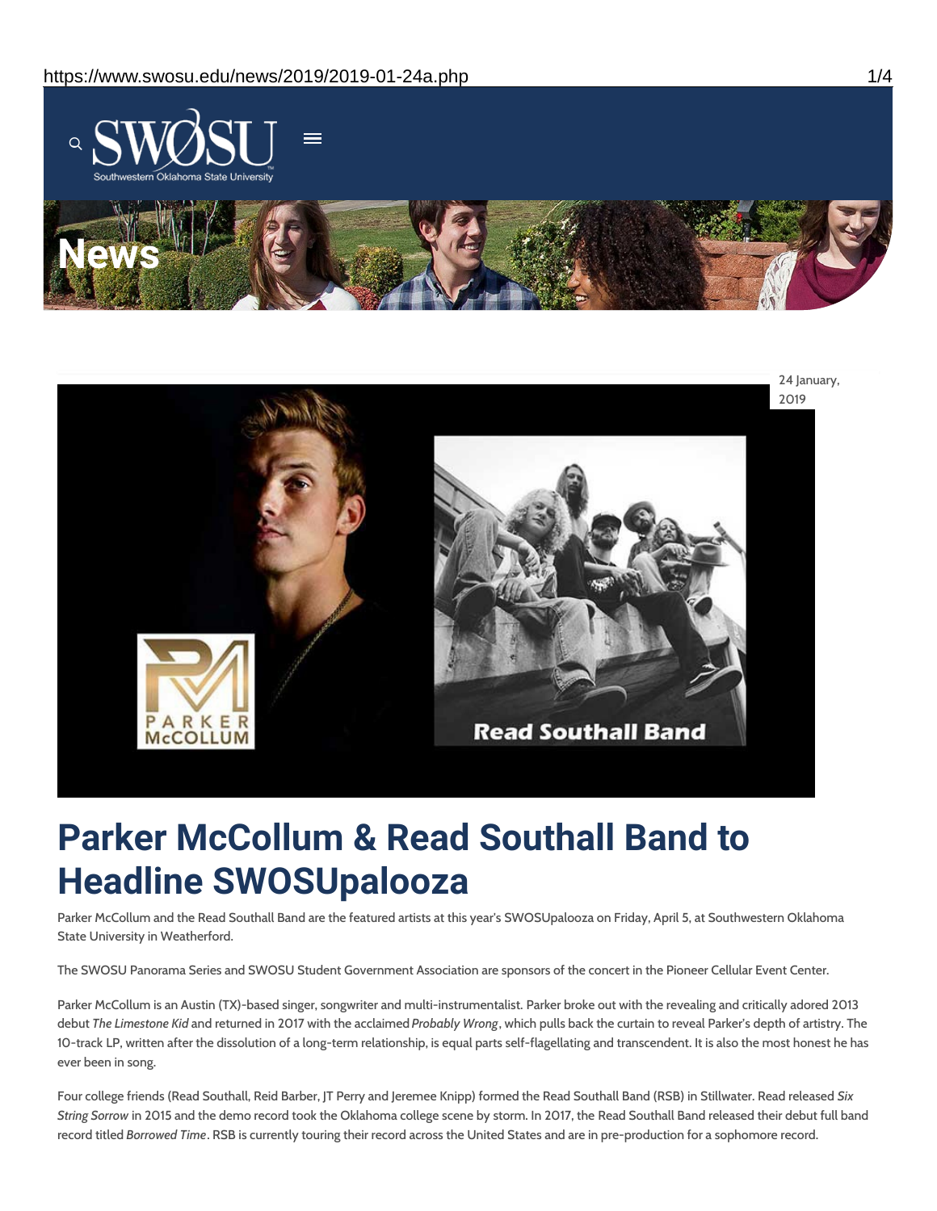# Parker McCollum & Read Southall Band to Headline SWOSUpalooza

24 January, 2019

Parker McCollum and the Read Southall Band are the featured artists at this year's SWOSUpalooza on Friday, April 5, at Southwestern Oklahoma State University in Weatherford.

The SWOSU Panorama Series and SWOSU Student Government Association are sponsors of the concert in the Pioneer Cellular Event Center.

Parker McCollum is an Austin (TX)-based singer, songwriter and multi-instrumentalist. Parker broke out with the revealing and critically adored 2013 debut *The Limestone Kid* and returned in 2017 with the acclaimed *Probably Wrong*, which pulls back the curtain to reveal Parker's depth of artistry. The 10-track LP, written after the dissolution of a long-term relationship, is equal parts self-flagellating and transcendent. It is also the most honest he has ever been in song.

Four college friends (Read Southall, Reid Barber, JT Perry and Jeremee Knipp) formed the Read Southall Band (RSB) in Stillwater. Read released *Six String Sorrow* in 2015 and the demo record took the Oklahoma college scene by storm. In 2017, the Read Southall Band released their debut full band record titled *Borrowed Time*. RSB is currently touring their record across the United States and are in pre-production for a sophomore record.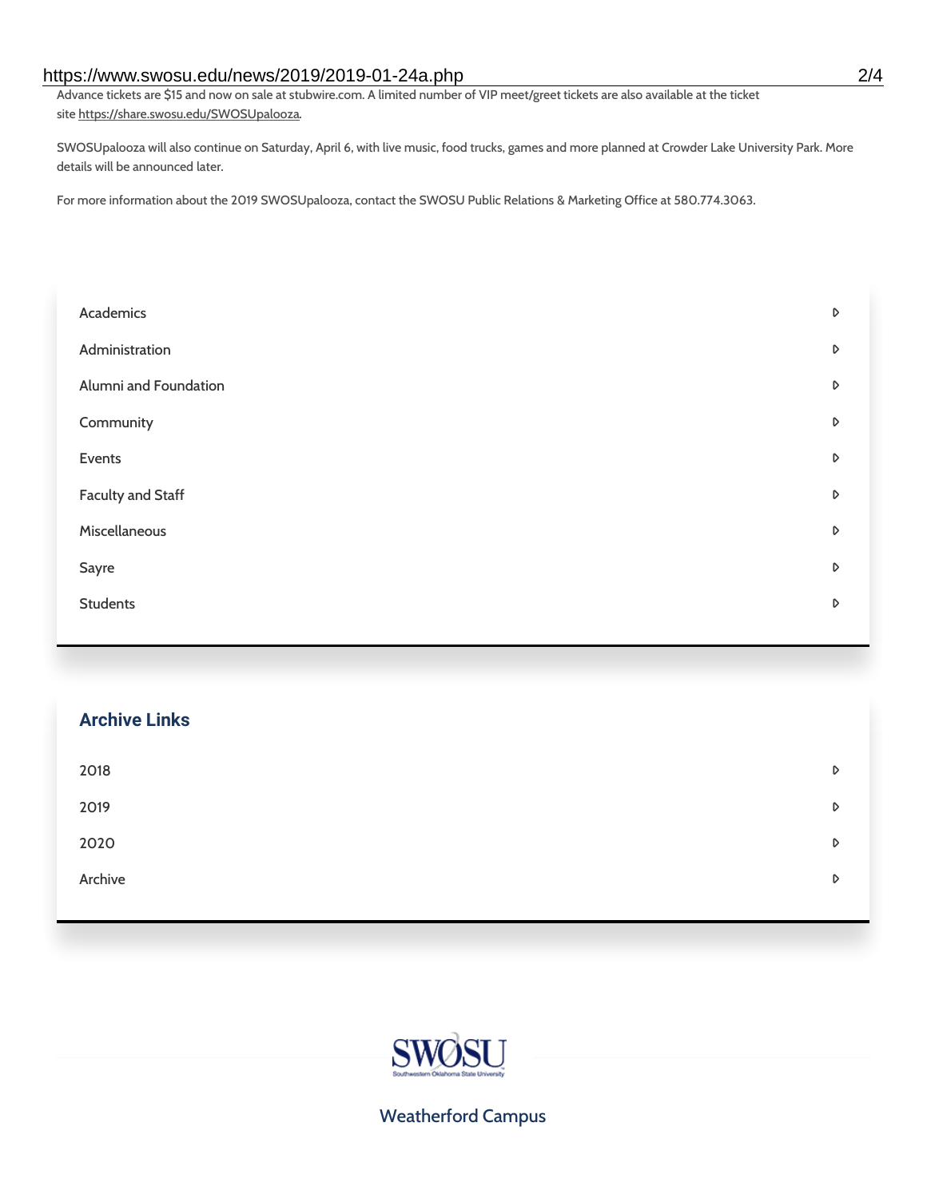Advance tickets are $15 and now on sale at stubwire.com. A limited number of VIP meet/greet tickets are also available at the ticket site https://share.swosu.edu/SWOSUpalooza.

SWOSUpalooza will also continue on Saturday, April 6, with live music, food trucks, games and more planned at Crowder Lake University Park. More details will be announced later.

For more information about the 2019 SWOSUpalooza, contact the SWOSU Public Relations & Marketing Office at 580.774.3063.

- Academics
- Administration
- Alumni and Foundation
- Community
- Events
- Faculty and Staff
- Miscellaneous
- Sayre
- Students

## Archive Links

- 2018
- 2019
- 2020
- Archive

SWOSU
Southwestern Oklahoma State University

Weatherford Campus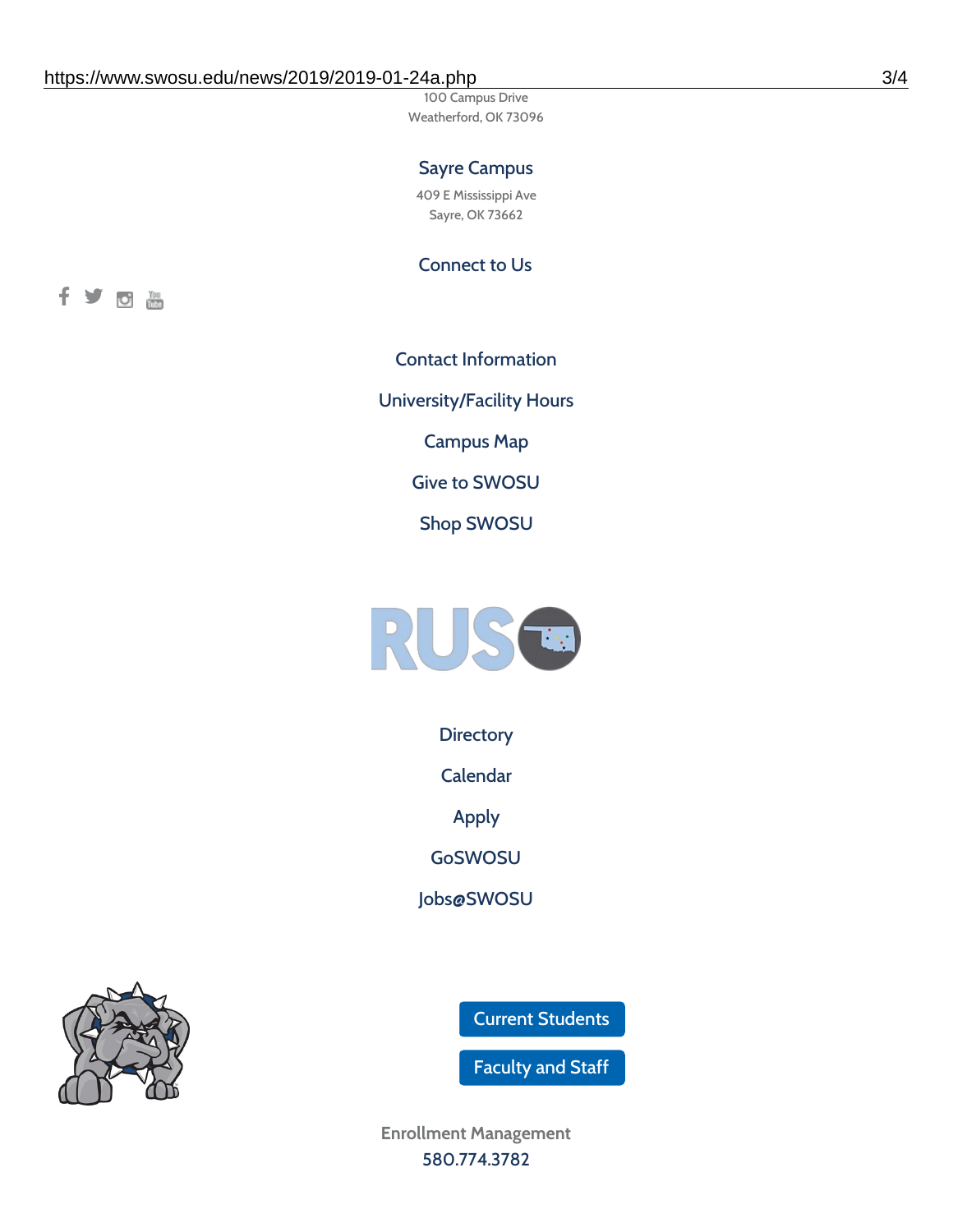100 Campus Drive
Weatherford, OK 73096

### Sayre Campus

409 E Mississippi Ave
Sayre, OK 73662

### Connect to Us

Contact Information

University/Facility Hours

Campus Map

Give to SWOSU

Shop SWOSU

Directory

Calendar

Apply

GoSWOSU

Jobs@SWOSU

Current Students

Faculty and Staff

Enrollment Management
580.774.3782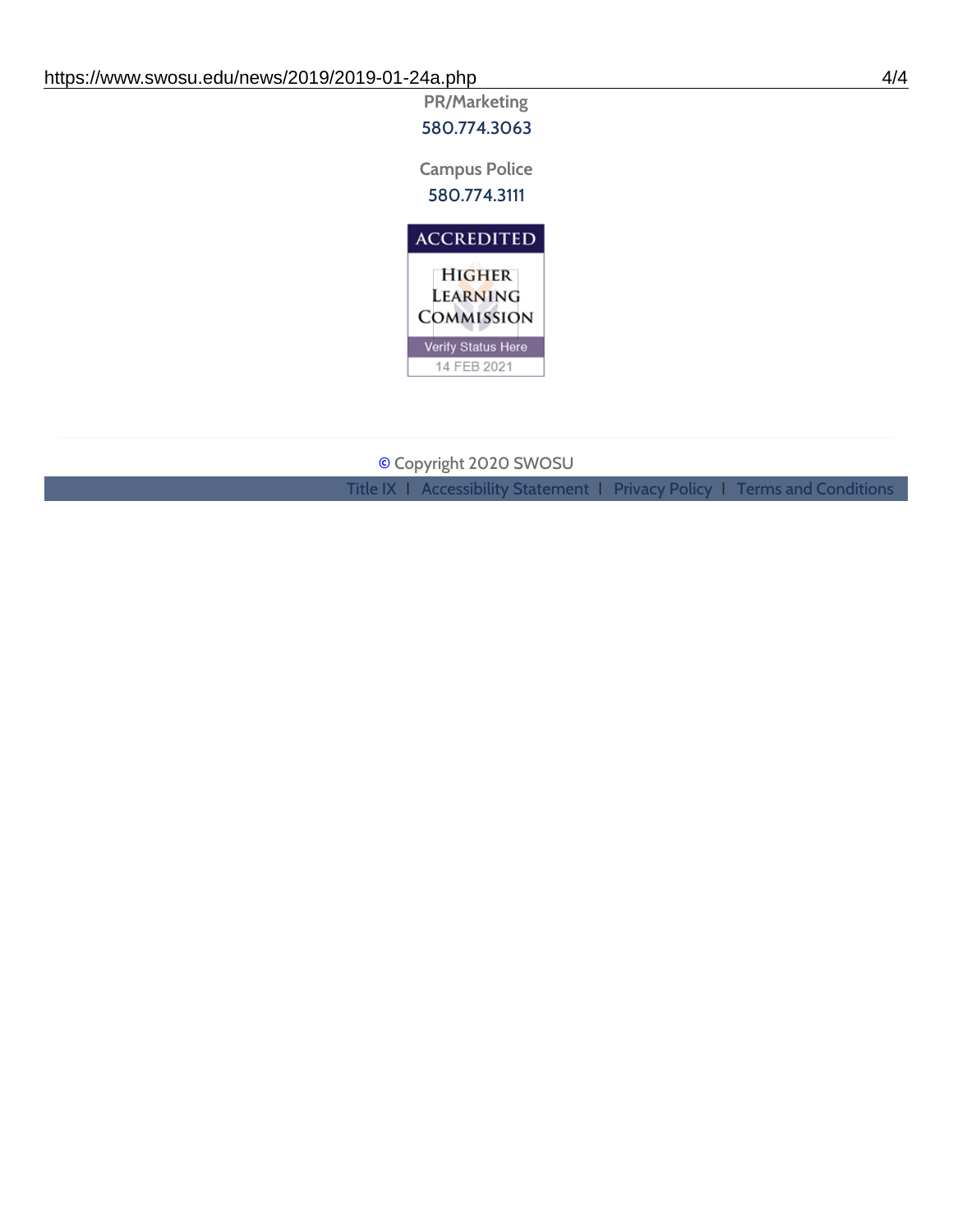PR/Marketing
580.774.3063

Campus Police
580.774.3111

ACCREDITED

HIGHER LEARNING COMMISSION

Verify Status Here

14 FEB 2021

© Copyright 2020 SWOSU

Title IX | Accessibility Statement | Privacy Policy | Terms and Conditions